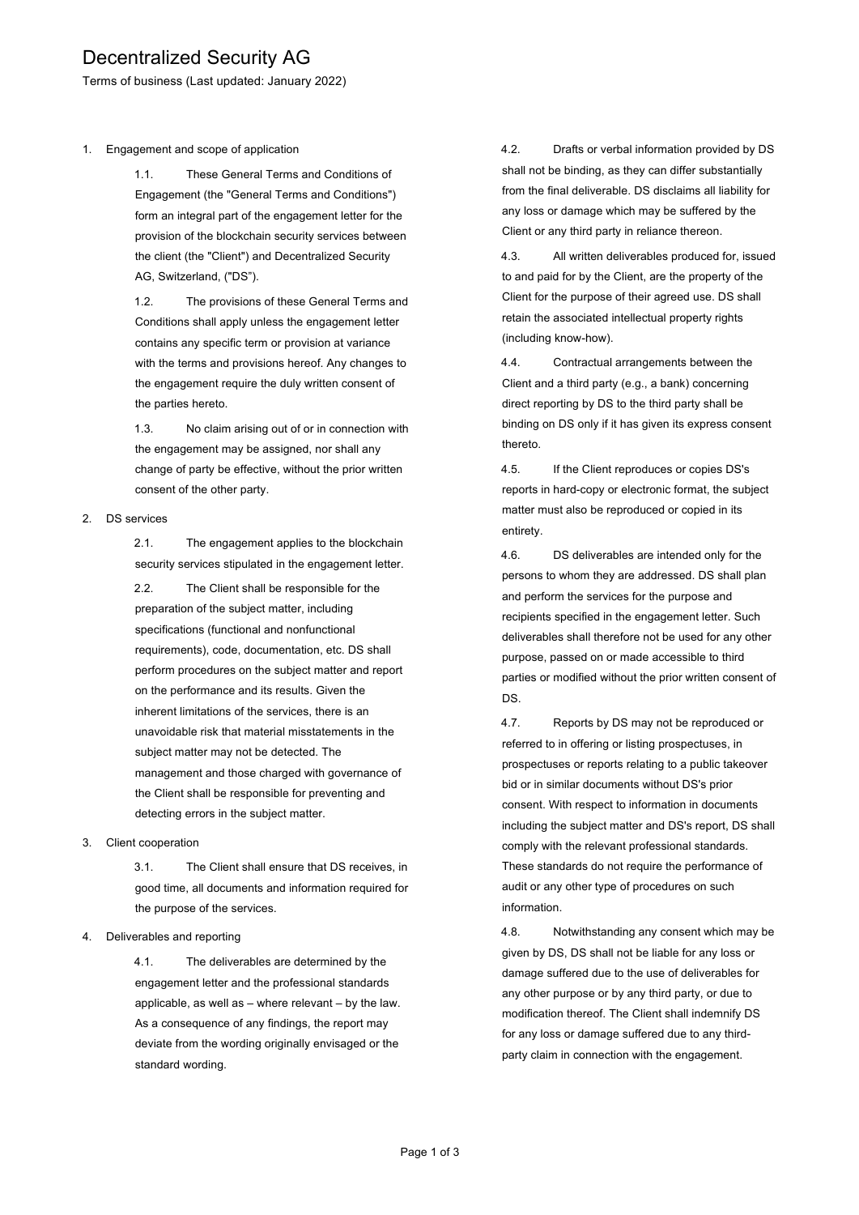# Decentralized Security AG

Terms of business (Last updated: January 2022)

1. Engagement and scope of application

   1.1. These General Terms and Conditions of Engagement (the "General Terms and Conditions") form an integral part of the engagement letter for the provision of the blockchain security services between the client (the "Client") and Decentralized Security AG, Switzerland, ("DS").

   1.2. The provisions of these General Terms and Conditions shall apply unless the engagement letter contains any specific term or provision at variance with the terms and provisions hereof. Any changes to the engagement require the duly written consent of the parties hereto.

   1.3. No claim arising out of or in connection with the engagement may be assigned, nor shall any change of party be effective, without the prior written consent of the other party.

2. DS services

   2.1. The engagement applies to the blockchain security services stipulated in the engagement letter.

   2.2. The Client shall be responsible for the preparation of the subject matter, including specifications (functional and nonfunctional requirements), code, documentation, etc. DS shall perform procedures on the subject matter and report on the performance and its results. Given the inherent limitations of the services, there is an unavoidable risk that material misstatements in the subject matter may not be detected. The management and those charged with governance of the Client shall be responsible for preventing and detecting errors in the subject matter.

3. Client cooperation

   3.1. The Client shall ensure that DS receives, in good time, all documents and information required for the purpose of the services.

4. Deliverables and reporting

   4.1. The deliverables are determined by the engagement letter and the professional standards applicable, as well as – where relevant – by the law. As a consequence of any findings, the report may deviate from the wording originally envisaged or the standard wording.

   4.2. Drafts or verbal information provided by DS shall not be binding, as they can differ substantially from the final deliverable. DS disclaims all liability for any loss or damage which may be suffered by the Client or any third party in reliance thereon.

   4.3. All written deliverables produced for, issued to and paid for by the Client, are the property of the Client for the purpose of their agreed use. DS shall retain the associated intellectual property rights (including know-how).

   4.4. Contractual arrangements between the Client and a third party (e.g., a bank) concerning direct reporting by DS to the third party shall be binding on DS only if it has given its express consent thereto.

   4.5. If the Client reproduces or copies DS's reports in hard-copy or electronic format, the subject matter must also be reproduced or copied in its entirety.

   4.6. DS deliverables are intended only for the persons to whom they are addressed. DS shall plan and perform the services for the purpose and recipients specified in the engagement letter. Such deliverables shall therefore not be used for any other purpose, passed on or made accessible to third parties or modified without the prior written consent of DS.

   4.7. Reports by DS may not be reproduced or referred to in offering or listing prospectuses, in prospectuses or reports relating to a public takeover bid or in similar documents without DS's prior consent. With respect to information in documents including the subject matter and DS's report, DS shall comply with the relevant professional standards. These standards do not require the performance of audit or any other type of procedures on such information.

   4.8. Notwithstanding any consent which may be given by DS, DS shall not be liable for any loss or damage suffered due to the use of deliverables for any other purpose or by any third party, or due to modification thereof. The Client shall indemnify DS for any loss or damage suffered due to any third-party claim in connection with the engagement.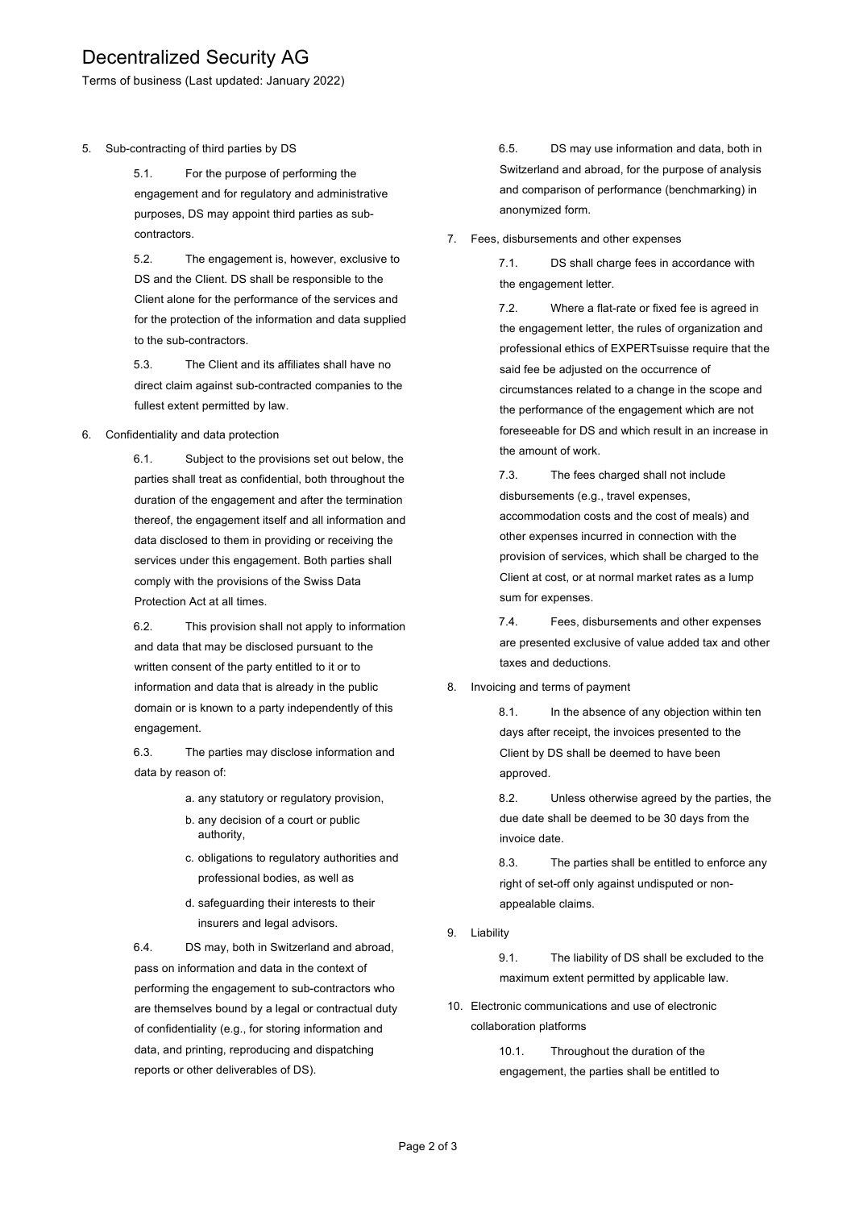5. Sub-contracting of third parties by DS

   5.1. For the purpose of performing the engagement and for regulatory and administrative purposes, DS may appoint third parties as sub-contractors.

   5.2. The engagement is, however, exclusive to DS and the Client. DS shall be responsible to the Client alone for the performance of the services and for the protection of the information and data supplied to the sub-contractors.

   5.3. The Client and its affiliates shall have no direct claim against sub-contracted companies to the fullest extent permitted by law.

6. Confidentiality and data protection

   6.1. Subject to the provisions set out below, the parties shall treat as confidential, both throughout the duration of the engagement and after the termination thereof, the engagement itself and all information and data disclosed to them in providing or receiving the services under this engagement. Both parties shall comply with the provisions of the Swiss Data Protection Act at all times.

   6.2. This provision shall not apply to information and data that may be disclosed pursuant to the written consent of the party entitled to it or to information and data that is already in the public domain or is known to a party independently of this engagement.

   6.3. The parties may disclose information and data by reason of:

   a. any statutory or regulatory provision,
   b. any decision of a court or public authority,
   c. obligations to regulatory authorities and professional bodies, as well as
   d. safeguarding their interests to their insurers and legal advisors.

   6.4. DS may, both in Switzerland and abroad, pass on information and data in the context of performing the engagement to sub-contractors who are themselves bound by a legal or contractual duty of confidentiality (e.g., for storing information and data, and printing, reproducing and dispatching reports or other deliverables of DS).

   6.5. DS may use information and data, both in Switzerland and abroad, for the purpose of analysis and comparison of performance (benchmarking) in anonymized form.

7. Fees, disbursements and other expenses

   7.1. DS shall charge fees in accordance with the engagement letter.

   7.2. Where a flat-rate or fixed fee is agreed in the engagement letter, the rules of organization and professional ethics of EXPERTsuisse require that the said fee be adjusted on the occurrence of circumstances related to a change in the scope and the performance of the engagement which are not foreseeable for DS and which result in an increase in the amount of work.

   7.3. The fees charged shall not include disbursements (e.g., travel expenses, accommodation costs and the cost of meals) and other expenses incurred in connection with the provision of services, which shall be charged to the Client at cost, or at normal market rates as a lump sum for expenses.

   7.4. Fees, disbursements and other expenses are presented exclusive of value added tax and other taxes and deductions.

8. Invoicing and terms of payment

   8.1. In the absence of any objection within ten days after receipt, the invoices presented to the Client by DS shall be deemed to have been approved.

   8.2. Unless otherwise agreed by the parties, the due date shall be deemed to be 30 days from the invoice date.

   8.3. The parties shall be entitled to enforce any right of set-off only against undisputed or non-appealable claims.

9. Liability

   9.1. The liability of DS shall be excluded to the maximum extent permitted by applicable law.

10. Electronic communications and use of electronic collaboration platforms

   10.1. Throughout the duration of the engagement, the parties shall be entitled to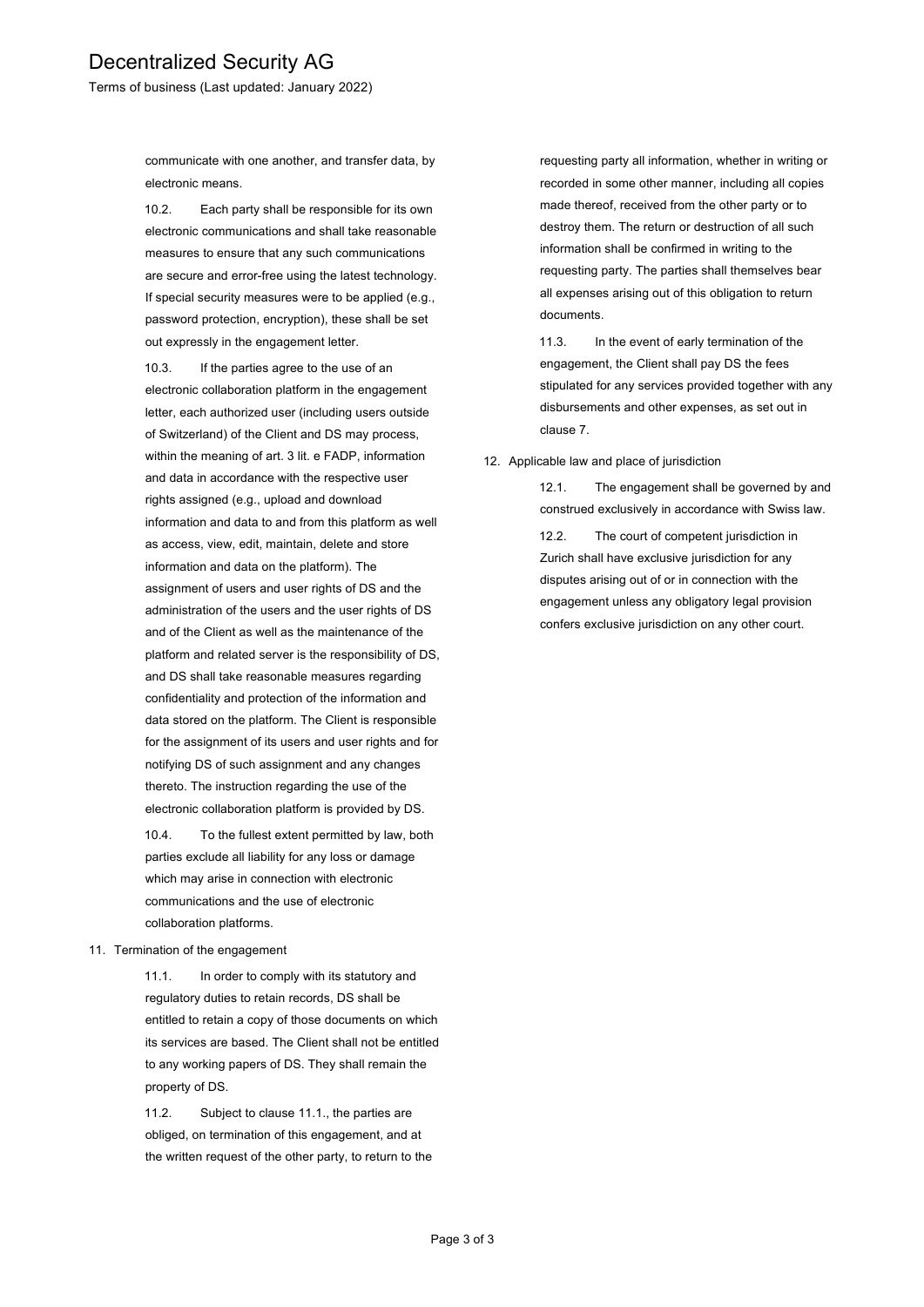communicate with one another, and transfer data, by electronic means.

10.2. Each party shall be responsible for its own electronic communications and shall take reasonable measures to ensure that any such communications are secure and error-free using the latest technology. If special security measures were to be applied (e.g., password protection, encryption), these shall be set out expressly in the engagement letter.

10.3. If the parties agree to the use of an electronic collaboration platform in the engagement letter, each authorized user (including users outside of Switzerland) of the Client and DS may process, within the meaning of art. 3 lit. e FADP, information and data in accordance with the respective user rights assigned (e.g., upload and download information and data to and from this platform as well as access, view, edit, maintain, delete and store information and data on the platform). The assignment of users and user rights of DS and the administration of the users and the user rights of DS and of the Client as well as the maintenance of the platform and related server is the responsibility of DS, and DS shall take reasonable measures regarding confidentiality and protection of the information and data stored on the platform. The Client is responsible for the assignment of its users and user rights and for notifying DS of such assignment and any changes thereto. The instruction regarding the use of the electronic collaboration platform is provided by DS.

10.4. To the fullest extent permitted by law, both parties exclude all liability for any loss or damage which may arise in connection with electronic communications and the use of electronic collaboration platforms.

11. Termination of the engagement

11.1. In order to comply with its statutory and regulatory duties to retain records, DS shall be entitled to retain a copy of those documents on which its services are based. The Client shall not be entitled to any working papers of DS. They shall remain the property of DS.

11.2. Subject to clause 11.1., the parties are obliged, on termination of this engagement, and at the written request of the other party, to return to the requesting party all information, whether in writing or recorded in some other manner, including all copies made thereof, received from the other party or to destroy them. The return or destruction of all such information shall be confirmed in writing to the requesting party. The parties shall themselves bear all expenses arising out of this obligation to return documents.

11.3. In the event of early termination of the engagement, the Client shall pay DS the fees stipulated for any services provided together with any disbursements and other expenses, as set out in clause 7.

12. Applicable law and place of jurisdiction

12.1. The engagement shall be governed by and construed exclusively in accordance with Swiss law.

12.2. The court of competent jurisdiction in Zurich shall have exclusive jurisdiction for any disputes arising out of or in connection with the engagement unless any obligatory legal provision confers exclusive jurisdiction on any other court.